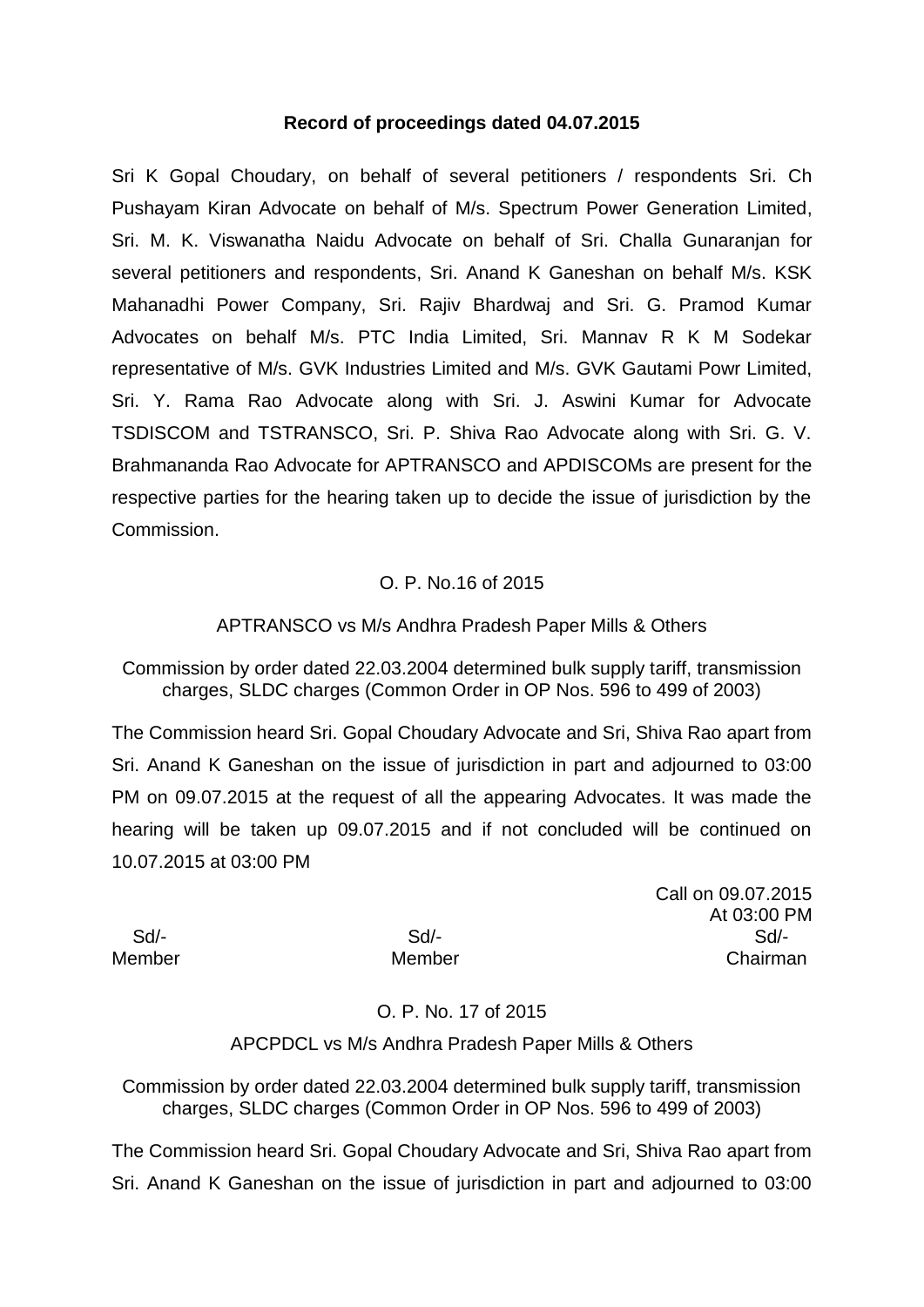**Record of proceedings dated 04.07.2015**

Sri K Gopal Choudary, on behalf of several petitioners / respondents Sri. Ch Pushayam Kiran Advocate on behalf of M/s. Spectrum Power Generation Limited, Sri. M. K. Viswanatha Naidu Advocate on behalf of Sri. Challa Gunaranjan for several petitioners and respondents, Sri. Anand K Ganeshan on behalf M/s. KSK Mahanadhi Power Company, Sri. Rajiv Bhardwaj and Sri. G. Pramod Kumar Advocates on behalf M/s. PTC India Limited, Sri. Mannav R K M Sodekar representative of M/s. GVK Industries Limited and M/s. GVK Gautami Powr Limited, Sri. Y. Rama Rao Advocate along with Sri. J. Aswini Kumar for Advocate TSDISCOM and TSTRANSCO, Sri. P. Shiva Rao Advocate along with Sri. G. V. Brahmananda Rao Advocate for APTRANSCO and APDISCOMs are present for the respective parties for the hearing taken up to decide the issue of jurisdiction by the Commission.

O. P. No.16 of 2015

APTRANSCO vs M/s Andhra Pradesh Paper Mills & Others

Commission by order dated 22.03.2004 determined bulk supply tariff, transmission charges, SLDC charges (Common Order in OP Nos. 596 to 499 of 2003)

The Commission heard Sri. Gopal Choudary Advocate and Sri, Shiva Rao apart from Sri. Anand K Ganeshan on the issue of jurisdiction in part and adjourned to 03:00 PM on 09.07.2015 at the request of all the appearing Advocates. It was made the hearing will be taken up 09.07.2015 and if not concluded will be continued on 10.07.2015 at 03:00 PM

Call on 09.07.2015
At 03:00 PM

| Sd/- | Sd/- | Sd/- |
|---|---|---|
| Member | Member | Chairman |

O. P. No. 17 of 2015

APCPDCL vs M/s Andhra Pradesh Paper Mills & Others

Commission by order dated 22.03.2004 determined bulk supply tariff, transmission charges, SLDC charges (Common Order in OP Nos. 596 to 499 of 2003)

The Commission heard Sri. Gopal Choudary Advocate and Sri, Shiva Rao apart from Sri. Anand K Ganeshan on the issue of jurisdiction in part and adjourned to 03:00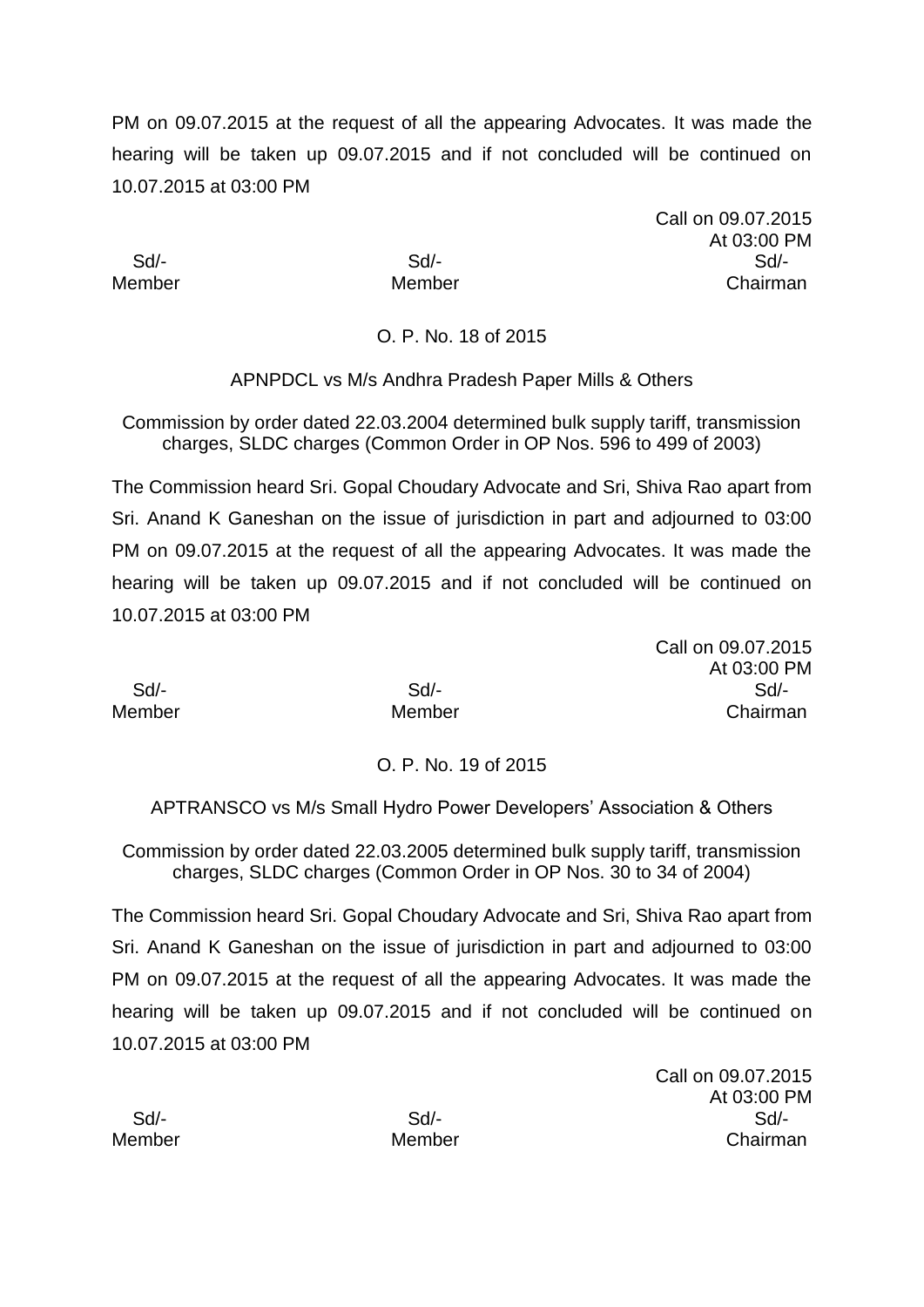PM on 09.07.2015 at the request of all the appearing Advocates. It was made the hearing will be taken up 09.07.2015 and if not concluded will be continued on 10.07.2015 at 03:00 PM

Call on 09.07.2015
At 03:00 PM

| Sd/- | Sd/- | Sd/- |
|---|---|---|
| Member | Member | Chairman |

O. P. No. 18 of 2015

APNPDCL vs M/s Andhra Pradesh Paper Mills & Others

Commission by order dated 22.03.2004 determined bulk supply tariff, transmission charges, SLDC charges (Common Order in OP Nos. 596 to 499 of 2003)

The Commission heard Sri. Gopal Choudary Advocate and Sri, Shiva Rao apart from Sri. Anand K Ganeshan on the issue of jurisdiction in part and adjourned to 03:00 PM on 09.07.2015 at the request of all the appearing Advocates. It was made the hearing will be taken up 09.07.2015 and if not concluded will be continued on 10.07.2015 at 03:00 PM

Call on 09.07.2015
At 03:00 PM

| Sd/- | Sd/- | Sd/- |
|---|---|---|
| Member | Member | Chairman |

O. P. No. 19 of 2015

APTRANSCO vs M/s Small Hydro Power Developers' Association & Others

Commission by order dated 22.03.2005 determined bulk supply tariff, transmission charges, SLDC charges (Common Order in OP Nos. 30 to 34 of 2004)

The Commission heard Sri. Gopal Choudary Advocate and Sri, Shiva Rao apart from Sri. Anand K Ganeshan on the issue of jurisdiction in part and adjourned to 03:00 PM on 09.07.2015 at the request of all the appearing Advocates. It was made the hearing will be taken up 09.07.2015 and if not concluded will be continued on 10.07.2015 at 03:00 PM

Call on 09.07.2015
At 03:00 PM

| Sd/- | Sd/- | Sd/- |
|---|---|---|
| Member | Member | Chairman |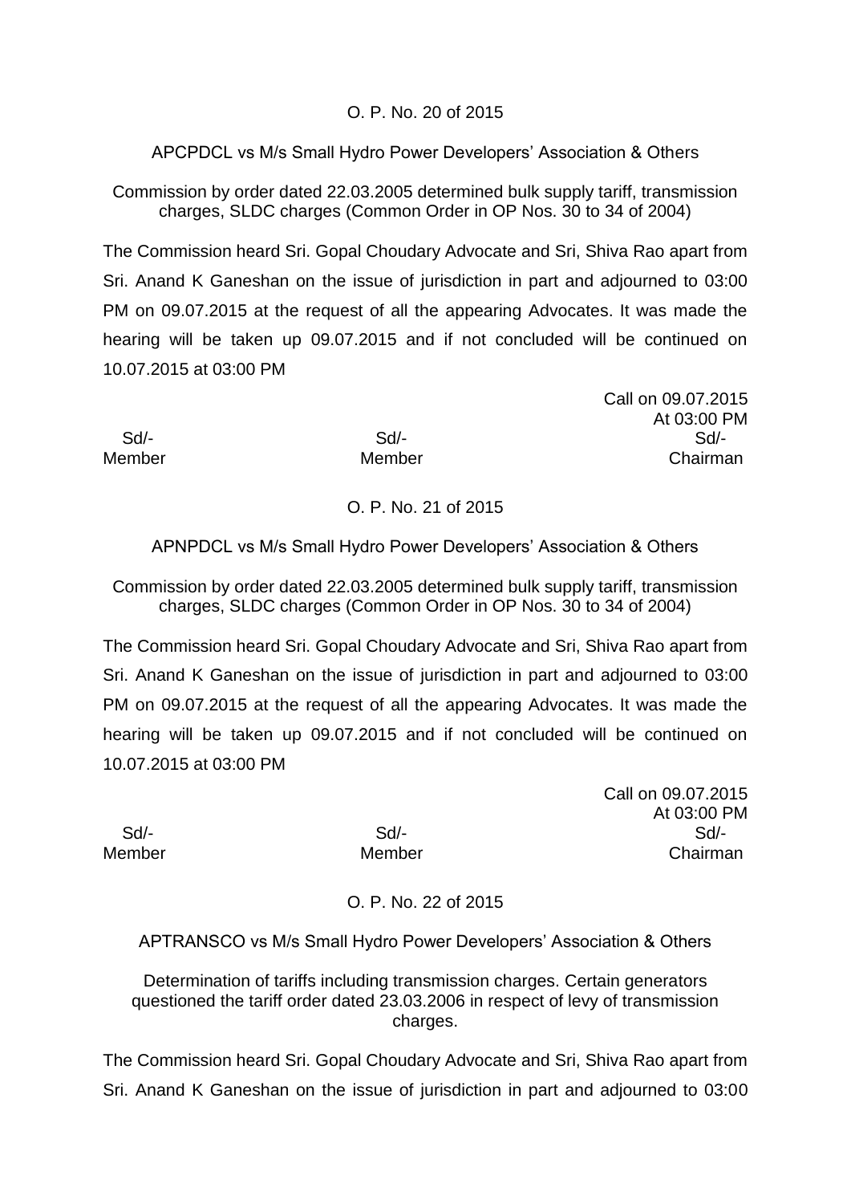O. P. No. 20 of 2015

APCPDCL vs M/s Small Hydro Power Developers' Association & Others

Commission by order dated 22.03.2005 determined bulk supply tariff, transmission charges, SLDC charges (Common Order in OP Nos. 30 to 34 of 2004)

The Commission heard Sri. Gopal Choudary Advocate and Sri, Shiva Rao apart from Sri. Anand K Ganeshan on the issue of jurisdiction in part and adjourned to 03:00 PM on 09.07.2015 at the request of all the appearing Advocates. It was made the hearing will be taken up 09.07.2015 and if not concluded will be continued on 10.07.2015 at 03:00 PM

Call on 09.07.2015
At 03:00 PM

| Sd/- | Sd/- | Sd/- |
|---|---|---|
| Member | Member | Chairman |

O. P. No. 21 of 2015

APNPDCL vs M/s Small Hydro Power Developers' Association & Others

Commission by order dated 22.03.2005 determined bulk supply tariff, transmission charges, SLDC charges (Common Order in OP Nos. 30 to 34 of 2004)

The Commission heard Sri. Gopal Choudary Advocate and Sri, Shiva Rao apart from Sri. Anand K Ganeshan on the issue of jurisdiction in part and adjourned to 03:00 PM on 09.07.2015 at the request of all the appearing Advocates. It was made the hearing will be taken up 09.07.2015 and if not concluded will be continued on 10.07.2015 at 03:00 PM

Call on 09.07.2015
At 03:00 PM

| Sd/- | Sd/- | Sd/- |
|---|---|---|
| Member | Member | Chairman |

O. P. No. 22 of 2015

APTRANSCO vs M/s Small Hydro Power Developers' Association & Others

Determination of tariffs including transmission charges. Certain generators questioned the tariff order dated 23.03.2006 in respect of levy of transmission charges.

The Commission heard Sri. Gopal Choudary Advocate and Sri, Shiva Rao apart from Sri. Anand K Ganeshan on the issue of jurisdiction in part and adjourned to 03:00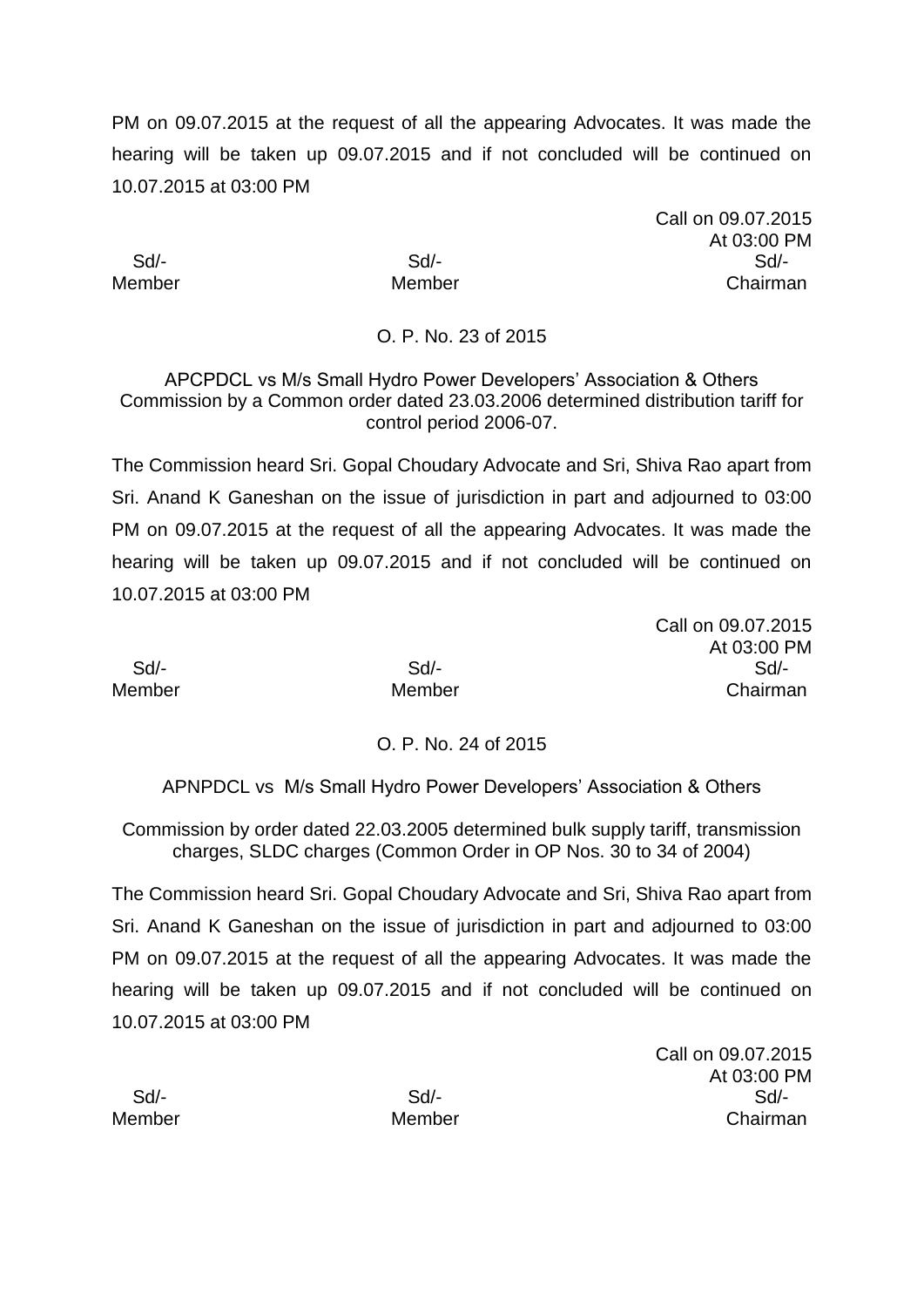PM on 09.07.2015 at the request of all the appearing Advocates. It was made the hearing will be taken up 09.07.2015 and if not concluded will be continued on 10.07.2015 at 03:00 PM

Call on 09.07.2015
At 03:00 PM

| Sd/- | Sd/- | Sd/- |
|---|---|---|
| Member | Member | Chairman |

O. P. No. 23 of 2015

APCPDCL vs M/s Small Hydro Power Developers' Association & Others
Commission by a Common order dated 23.03.2006 determined distribution tariff for control period 2006-07.

The Commission heard Sri. Gopal Choudary Advocate and Sri, Shiva Rao apart from Sri. Anand K Ganeshan on the issue of jurisdiction in part and adjourned to 03:00 PM on 09.07.2015 at the request of all the appearing Advocates. It was made the hearing will be taken up 09.07.2015 and if not concluded will be continued on 10.07.2015 at 03:00 PM

Call on 09.07.2015
At 03:00 PM

| Sd/- | Sd/- | Sd/- |
|---|---|---|
| Member | Member | Chairman |

O. P. No. 24 of 2015

APNPDCL vs M/s Small Hydro Power Developers' Association & Others

Commission by order dated 22.03.2005 determined bulk supply tariff, transmission charges, SLDC charges (Common Order in OP Nos. 30 to 34 of 2004)

The Commission heard Sri. Gopal Choudary Advocate and Sri, Shiva Rao apart from Sri. Anand K Ganeshan on the issue of jurisdiction in part and adjourned to 03:00 PM on 09.07.2015 at the request of all the appearing Advocates. It was made the hearing will be taken up 09.07.2015 and if not concluded will be continued on 10.07.2015 at 03:00 PM

Call on 09.07.2015
At 03:00 PM

| Sd/- | Sd/- | Sd/- |
|---|---|---|
| Member | Member | Chairman |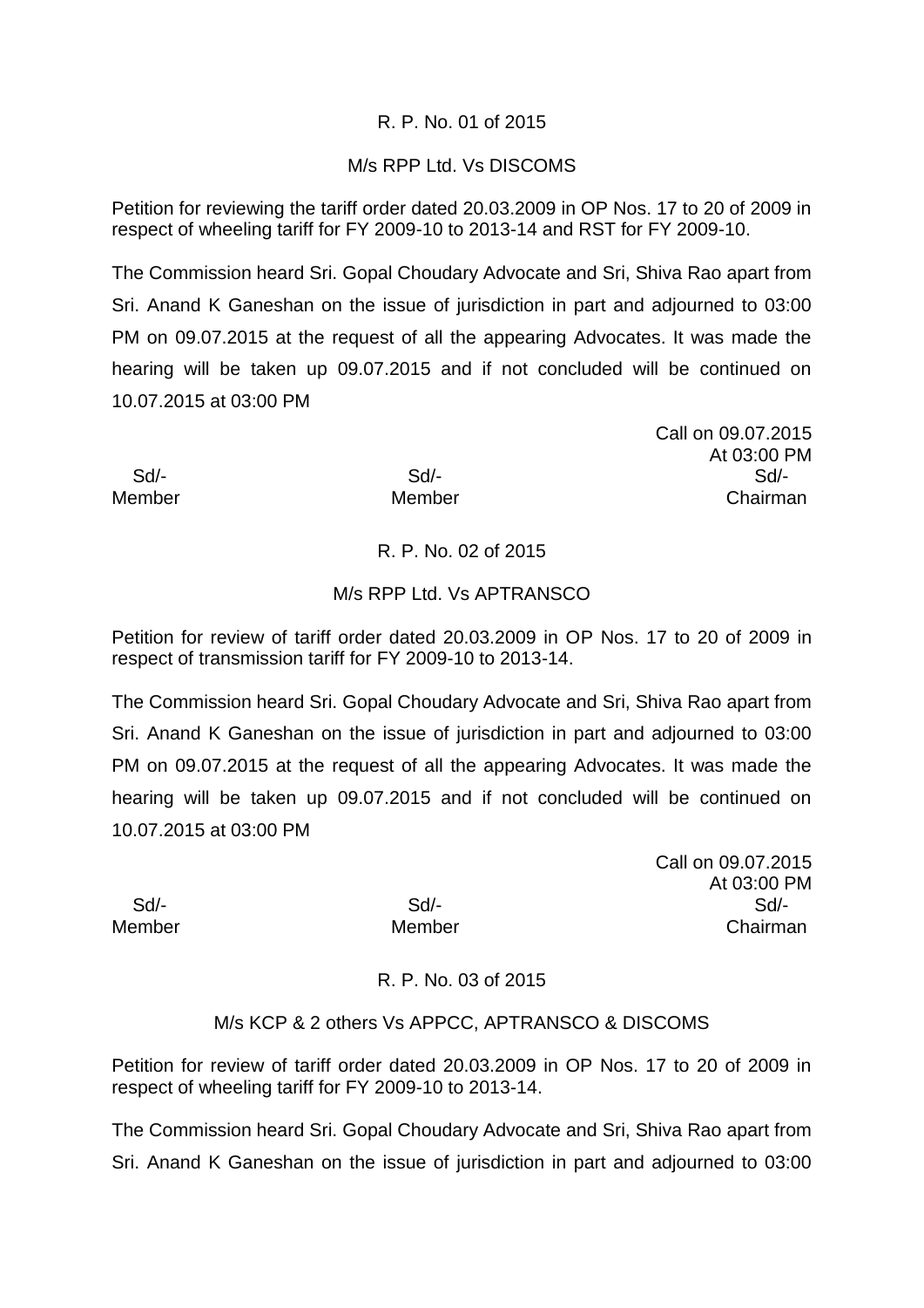R. P. No. 01 of 2015

M/s RPP Ltd. Vs DISCOMS

Petition for reviewing the tariff order dated 20.03.2009 in OP Nos. 17 to 20 of 2009 in respect of wheeling tariff for FY 2009-10 to 2013-14 and RST for FY 2009-10.

The Commission heard Sri. Gopal Choudary Advocate and Sri, Shiva Rao apart from Sri. Anand K Ganeshan on the issue of jurisdiction in part and adjourned to 03:00 PM on 09.07.2015 at the request of all the appearing Advocates. It was made the hearing will be taken up 09.07.2015 and if not concluded will be continued on 10.07.2015 at 03:00 PM

Call on 09.07.2015
At 03:00 PM

| Sd/- | Sd/- | Sd/- |
|---|---|---|
| Member | Member | Chairman |

R. P. No. 02 of 2015

M/s RPP Ltd. Vs APTRANSCO

Petition for review of tariff order dated 20.03.2009 in OP Nos. 17 to 20 of 2009 in respect of transmission tariff for FY 2009-10 to 2013-14.

The Commission heard Sri. Gopal Choudary Advocate and Sri, Shiva Rao apart from Sri. Anand K Ganeshan on the issue of jurisdiction in part and adjourned to 03:00 PM on 09.07.2015 at the request of all the appearing Advocates. It was made the hearing will be taken up 09.07.2015 and if not concluded will be continued on 10.07.2015 at 03:00 PM

Call on 09.07.2015
At 03:00 PM

| Sd/- | Sd/- | Sd/- |
|---|---|---|
| Member | Member | Chairman |

R. P. No. 03 of 2015

M/s KCP & 2 others Vs APPCC, APTRANSCO & DISCOMS

Petition for review of tariff order dated 20.03.2009 in OP Nos. 17 to 20 of 2009 in respect of wheeling tariff for FY 2009-10 to 2013-14.

The Commission heard Sri. Gopal Choudary Advocate and Sri, Shiva Rao apart from Sri. Anand K Ganeshan on the issue of jurisdiction in part and adjourned to 03:00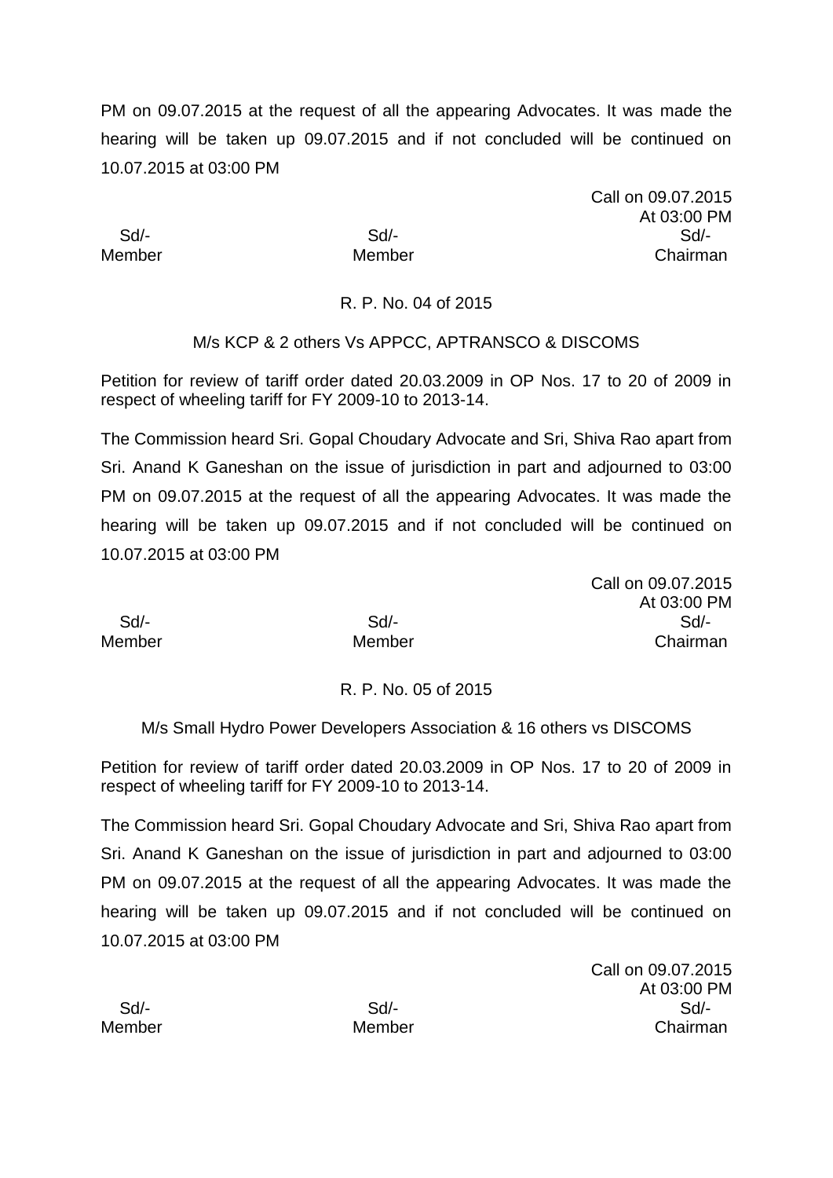PM on 09.07.2015 at the request of all the appearing Advocates. It was made the hearing will be taken up 09.07.2015 and if not concluded will be continued on 10.07.2015 at 03:00 PM

Call on 09.07.2015
At 03:00 PM

| Sd/- | Sd/- | Sd/- |
|---|---|---|
| Member | Member | Chairman |

R. P. No. 04 of 2015

M/s KCP & 2 others Vs APPCC, APTRANSCO & DISCOMS

Petition for review of tariff order dated 20.03.2009 in OP Nos. 17 to 20 of 2009 in respect of wheeling tariff for FY 2009-10 to 2013-14.

The Commission heard Sri. Gopal Choudary Advocate and Sri, Shiva Rao apart from Sri. Anand K Ganeshan on the issue of jurisdiction in part and adjourned to 03:00 PM on 09.07.2015 at the request of all the appearing Advocates. It was made the hearing will be taken up 09.07.2015 and if not concluded will be continued on 10.07.2015 at 03:00 PM

Call on 09.07.2015
At 03:00 PM

| Sd/- | Sd/- | Sd/- |
|---|---|---|
| Member | Member | Chairman |

R. P. No. 05 of 2015

M/s Small Hydro Power Developers Association & 16 others vs DISCOMS

Petition for review of tariff order dated 20.03.2009 in OP Nos. 17 to 20 of 2009 in respect of wheeling tariff for FY 2009-10 to 2013-14.

The Commission heard Sri. Gopal Choudary Advocate and Sri, Shiva Rao apart from Sri. Anand K Ganeshan on the issue of jurisdiction in part and adjourned to 03:00 PM on 09.07.2015 at the request of all the appearing Advocates. It was made the hearing will be taken up 09.07.2015 and if not concluded will be continued on 10.07.2015 at 03:00 PM

Call on 09.07.2015
At 03:00 PM

| Sd/- | Sd/- | Sd/- |
|---|---|---|
| Member | Member | Chairman |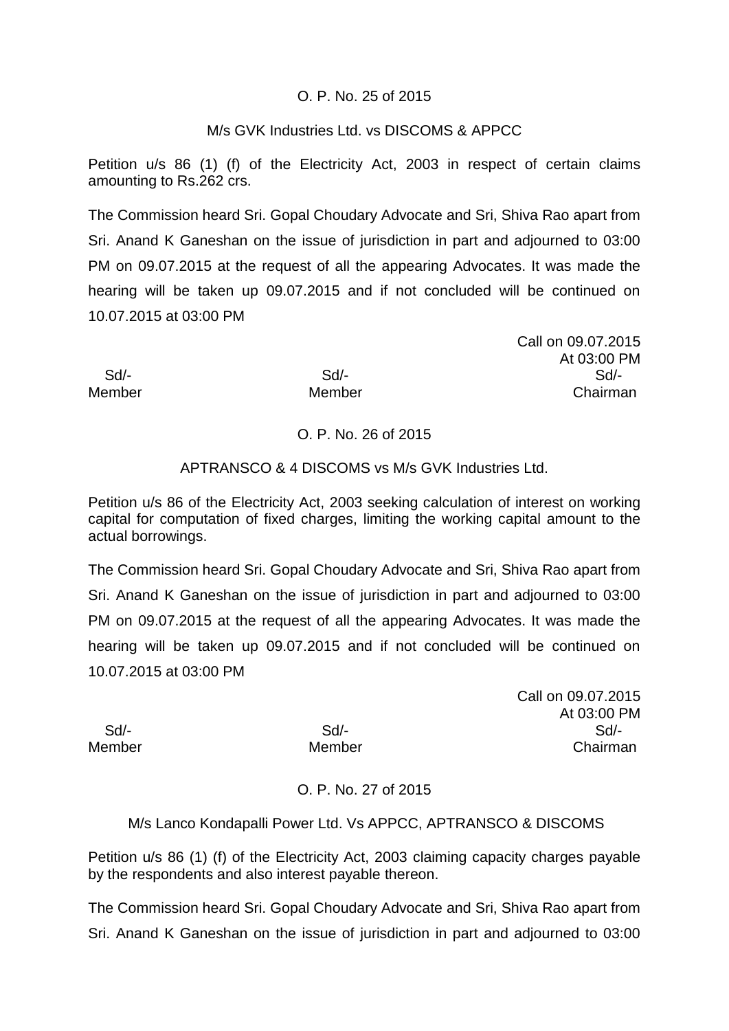O. P. No. 25 of 2015

M/s GVK Industries Ltd. vs DISCOMS & APPCC

Petition u/s 86 (1) (f) of the Electricity Act, 2003 in respect of certain claims amounting to Rs.262 crs.

The Commission heard Sri. Gopal Choudary Advocate and Sri, Shiva Rao apart from Sri. Anand K Ganeshan on the issue of jurisdiction in part and adjourned to 03:00 PM on 09.07.2015 at the request of all the appearing Advocates. It was made the hearing will be taken up 09.07.2015 and if not concluded will be continued on 10.07.2015 at 03:00 PM

Call on 09.07.2015
At 03:00 PM

| Sd/- | Sd/- | Sd/- |
|---|---|---|
| Member | Member | Chairman |

O. P. No. 26 of 2015

APTRANSCO & 4 DISCOMS vs M/s GVK Industries Ltd.

Petition u/s 86 of the Electricity Act, 2003 seeking calculation of interest on working capital for computation of fixed charges, limiting the working capital amount to the actual borrowings.

The Commission heard Sri. Gopal Choudary Advocate and Sri, Shiva Rao apart from Sri. Anand K Ganeshan on the issue of jurisdiction in part and adjourned to 03:00 PM on 09.07.2015 at the request of all the appearing Advocates. It was made the hearing will be taken up 09.07.2015 and if not concluded will be continued on 10.07.2015 at 03:00 PM

Call on 09.07.2015
At 03:00 PM

| Sd/- | Sd/- | Sd/- |
|---|---|---|
| Member | Member | Chairman |

O. P. No. 27 of 2015

M/s Lanco Kondapalli Power Ltd. Vs APPCC, APTRANSCO & DISCOMS

Petition u/s 86 (1) (f) of the Electricity Act, 2003 claiming capacity charges payable by the respondents and also interest payable thereon.

The Commission heard Sri. Gopal Choudary Advocate and Sri, Shiva Rao apart from Sri. Anand K Ganeshan on the issue of jurisdiction in part and adjourned to 03:00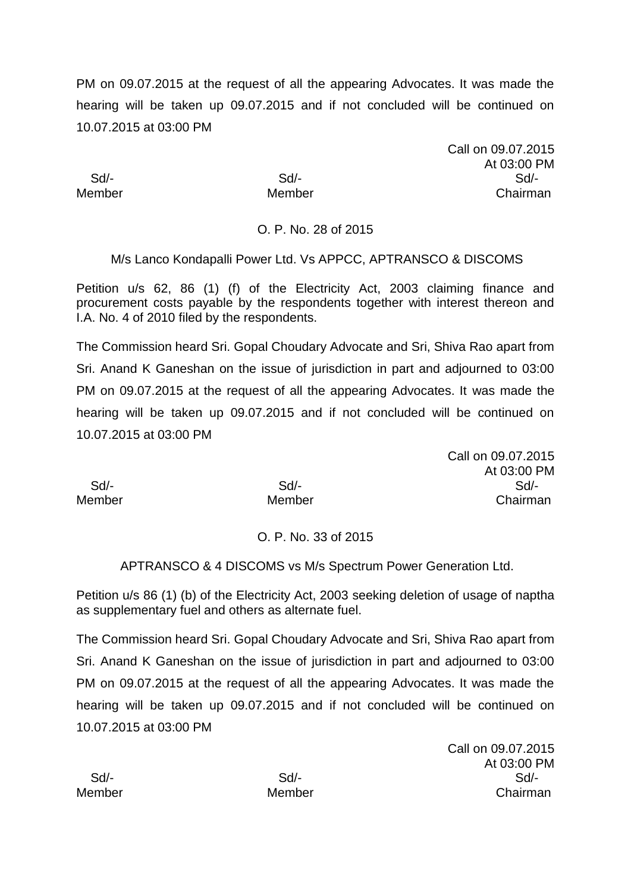PM on 09.07.2015 at the request of all the appearing Advocates. It was made the hearing will be taken up 09.07.2015 and if not concluded will be continued on 10.07.2015 at 03:00 PM

Call on 09.07.2015
At 03:00 PM

| Sd/- | Sd/- | Sd/- |
|---|---|---|
| Member | Member | Chairman |

O. P. No. 28 of 2015

M/s Lanco Kondapalli Power Ltd. Vs APPCC, APTRANSCO & DISCOMS

Petition u/s 62, 86 (1) (f) of the Electricity Act, 2003 claiming finance and procurement costs payable by the respondents together with interest thereon and I.A. No. 4 of 2010 filed by the respondents.

The Commission heard Sri. Gopal Choudary Advocate and Sri, Shiva Rao apart from Sri. Anand K Ganeshan on the issue of jurisdiction in part and adjourned to 03:00 PM on 09.07.2015 at the request of all the appearing Advocates. It was made the hearing will be taken up 09.07.2015 and if not concluded will be continued on 10.07.2015 at 03:00 PM

Call on 09.07.2015
At 03:00 PM

| Sd/- | Sd/- | Sd/- |
|---|---|---|
| Member | Member | Chairman |

O. P. No. 33 of 2015

APTRANSCO & 4 DISCOMS vs M/s Spectrum Power Generation Ltd.

Petition u/s 86 (1) (b) of the Electricity Act, 2003 seeking deletion of usage of naptha as supplementary fuel and others as alternate fuel.

The Commission heard Sri. Gopal Choudary Advocate and Sri, Shiva Rao apart from Sri. Anand K Ganeshan on the issue of jurisdiction in part and adjourned to 03:00 PM on 09.07.2015 at the request of all the appearing Advocates. It was made the hearing will be taken up 09.07.2015 and if not concluded will be continued on 10.07.2015 at 03:00 PM

Call on 09.07.2015
At 03:00 PM

| Sd/- | Sd/- | Sd/- |
|---|---|---|
| Member | Member | Chairman |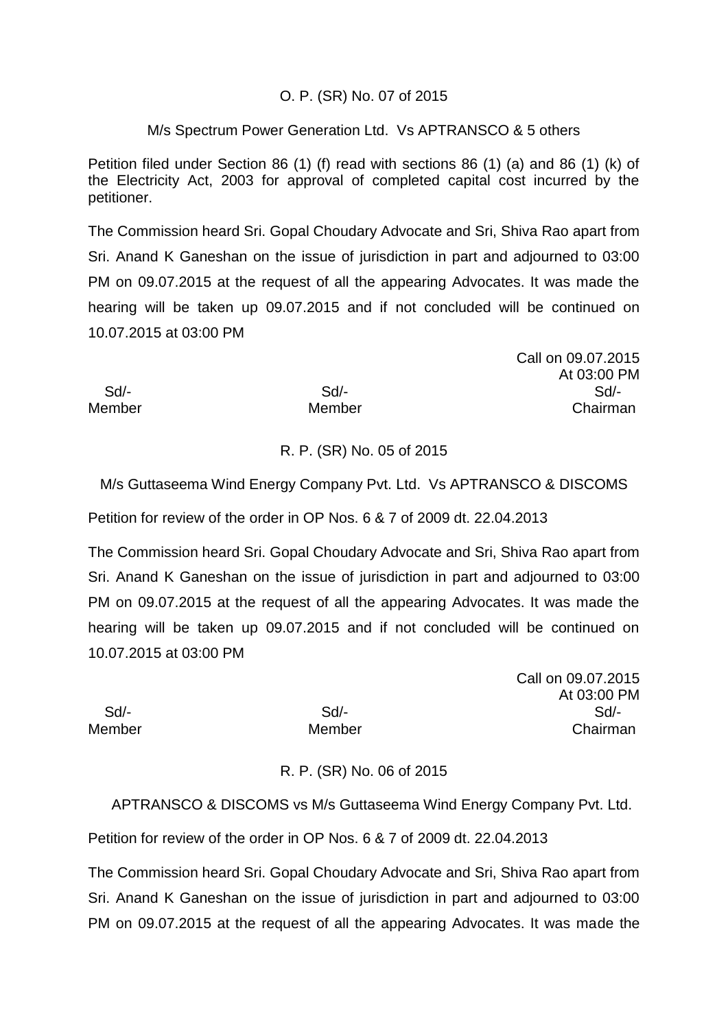O. P. (SR) No. 07 of 2015

M/s Spectrum Power Generation Ltd. Vs APTRANSCO & 5 others

Petition filed under Section 86 (1) (f) read with sections 86 (1) (a) and 86 (1) (k) of the Electricity Act, 2003 for approval of completed capital cost incurred by the petitioner.

The Commission heard Sri. Gopal Choudary Advocate and Sri, Shiva Rao apart from Sri. Anand K Ganeshan on the issue of jurisdiction in part and adjourned to 03:00 PM on 09.07.2015 at the request of all the appearing Advocates. It was made the hearing will be taken up 09.07.2015 and if not concluded will be continued on 10.07.2015 at 03:00 PM

Call on 09.07.2015
At 03:00 PM

| Sd/- | Sd/- | Sd/- |
|---|---|---|
| Member | Member | Chairman |

R. P. (SR) No. 05 of 2015

M/s Guttaseema Wind Energy Company Pvt. Ltd. Vs APTRANSCO & DISCOMS

Petition for review of the order in OP Nos. 6 & 7 of 2009 dt. 22.04.2013

The Commission heard Sri. Gopal Choudary Advocate and Sri, Shiva Rao apart from Sri. Anand K Ganeshan on the issue of jurisdiction in part and adjourned to 03:00 PM on 09.07.2015 at the request of all the appearing Advocates. It was made the hearing will be taken up 09.07.2015 and if not concluded will be continued on 10.07.2015 at 03:00 PM

Call on 09.07.2015
At 03:00 PM

| Sd/- | Sd/- | Sd/- |
|---|---|---|
| Member | Member | Chairman |

R. P. (SR) No. 06 of 2015

APTRANSCO & DISCOMS vs M/s Guttaseema Wind Energy Company Pvt. Ltd.

Petition for review of the order in OP Nos. 6 & 7 of 2009 dt. 22.04.2013

The Commission heard Sri. Gopal Choudary Advocate and Sri, Shiva Rao apart from Sri. Anand K Ganeshan on the issue of jurisdiction in part and adjourned to 03:00 PM on 09.07.2015 at the request of all the appearing Advocates. It was made the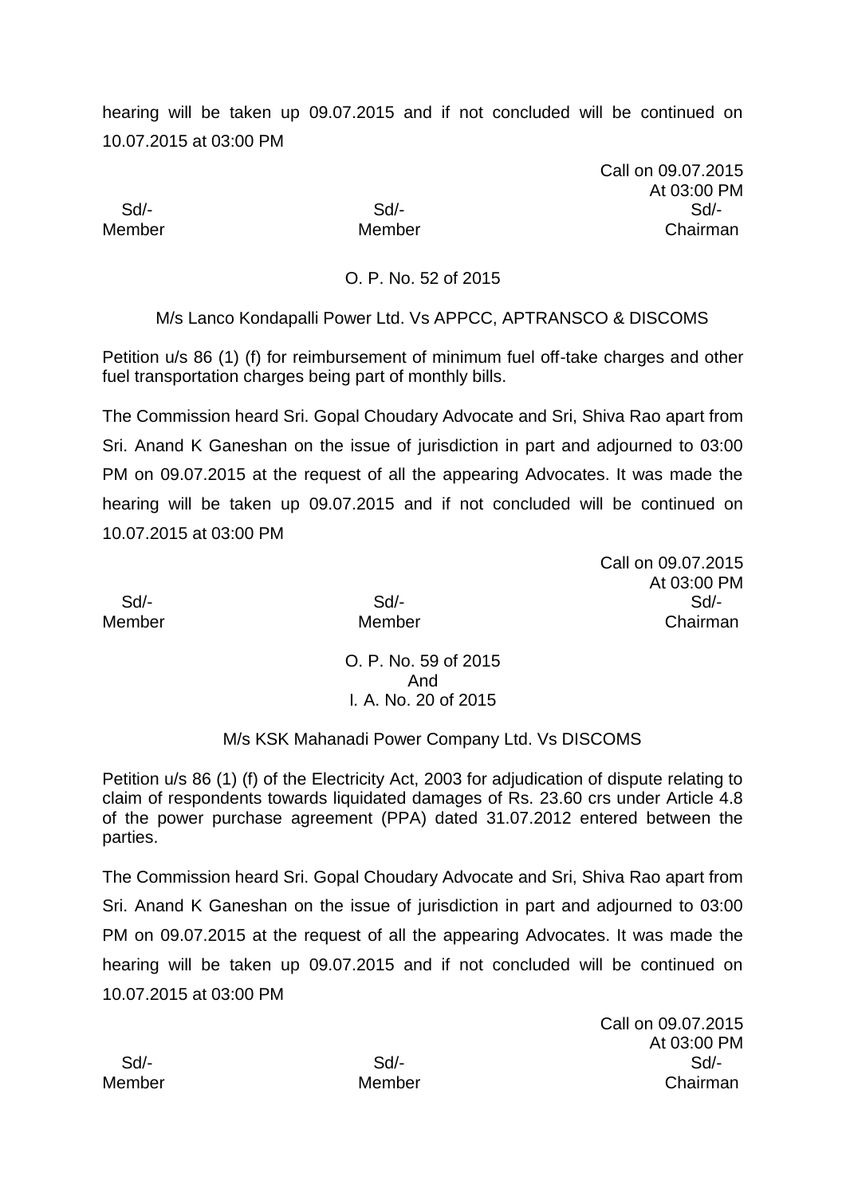hearing will be taken up 09.07.2015 and if not concluded will be continued on 10.07.2015 at 03:00 PM

Call on 09.07.2015
At 03:00 PM

| Sd/- | Sd/- | Sd/- |
|---|---|---|
| Member | Member | Chairman |

O. P. No. 52 of 2015

M/s Lanco Kondapalli Power Ltd. Vs APPCC, APTRANSCO & DISCOMS

Petition u/s 86 (1) (f) for reimbursement of minimum fuel off-take charges and other fuel transportation charges being part of monthly bills.

The Commission heard Sri. Gopal Choudary Advocate and Sri, Shiva Rao apart from Sri. Anand K Ganeshan on the issue of jurisdiction in part and adjourned to 03:00 PM on 09.07.2015 at the request of all the appearing Advocates. It was made the hearing will be taken up 09.07.2015 and if not concluded will be continued on 10.07.2015 at 03:00 PM

Call on 09.07.2015
At 03:00 PM

| Sd/- | Sd/- | Sd/- |
|---|---|---|
| Member | Member | Chairman |

O. P. No. 59 of 2015
And
I. A. No. 20 of 2015

M/s KSK Mahanadi Power Company Ltd. Vs DISCOMS

Petition u/s 86 (1) (f) of the Electricity Act, 2003 for adjudication of dispute relating to claim of respondents towards liquidated damages of Rs. 23.60 crs under Article 4.8 of the power purchase agreement (PPA) dated 31.07.2012 entered between the parties.

The Commission heard Sri. Gopal Choudary Advocate and Sri, Shiva Rao apart from Sri. Anand K Ganeshan on the issue of jurisdiction in part and adjourned to 03:00 PM on 09.07.2015 at the request of all the appearing Advocates. It was made the hearing will be taken up 09.07.2015 and if not concluded will be continued on 10.07.2015 at 03:00 PM

Call on 09.07.2015
At 03:00 PM

| Sd/- | Sd/- | Sd/- |
|---|---|---|
| Member | Member | Chairman |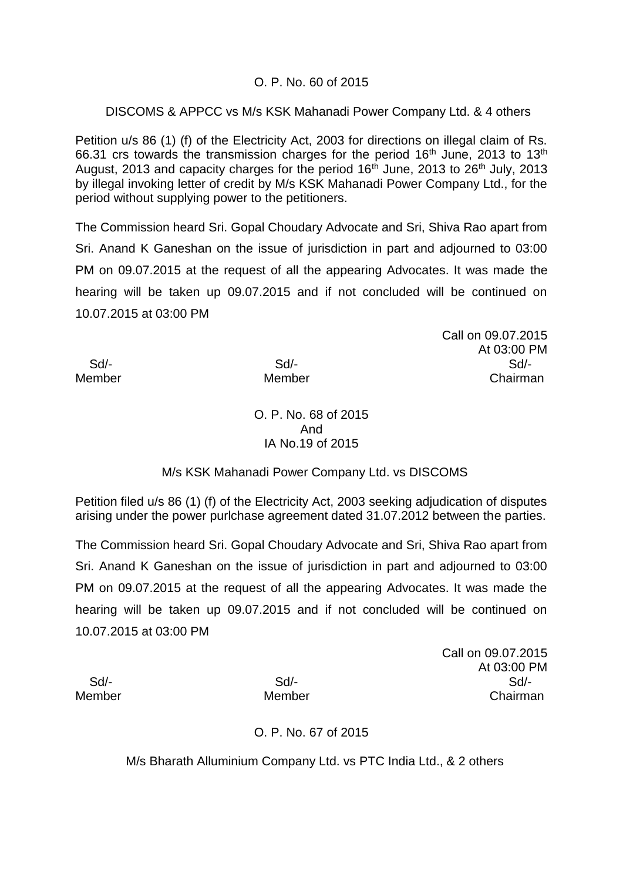O. P. No. 60 of 2015

DISCOMS & APPCC vs M/s KSK Mahanadi Power Company Ltd. & 4 others

Petition u/s 86 (1) (f) of the Electricity Act, 2003 for directions on illegal claim of Rs. 66.31 crs towards the transmission charges for the period 16th June, 2013 to 13th August, 2013 and capacity charges for the period 16th June, 2013 to 26th July, 2013 by illegal invoking letter of credit by M/s KSK Mahanadi Power Company Ltd., for the period without supplying power to the petitioners.

The Commission heard Sri. Gopal Choudary Advocate and Sri, Shiva Rao apart from Sri. Anand K Ganeshan on the issue of jurisdiction in part and adjourned to 03:00 PM on 09.07.2015 at the request of all the appearing Advocates. It was made the hearing will be taken up 09.07.2015 and if not concluded will be continued on 10.07.2015 at 03:00 PM

Call on 09.07.2015
At 03:00 PM

| Sd/- | Sd/- | Sd/- |
|---|---|---|
| Member | Member | Chairman |

O. P. No. 68 of 2015
And
IA No.19 of 2015

M/s KSK Mahanadi Power Company Ltd. vs DISCOMS

Petition filed u/s 86 (1) (f) of the Electricity Act, 2003 seeking adjudication of disputes arising under the power purlchase agreement dated 31.07.2012 between the parties.

The Commission heard Sri. Gopal Choudary Advocate and Sri, Shiva Rao apart from Sri. Anand K Ganeshan on the issue of jurisdiction in part and adjourned to 03:00 PM on 09.07.2015 at the request of all the appearing Advocates. It was made the hearing will be taken up 09.07.2015 and if not concluded will be continued on 10.07.2015 at 03:00 PM

Call on 09.07.2015
At 03:00 PM

| Sd/- | Sd/- | Sd/- |
|---|---|---|
| Member | Member | Chairman |

O. P. No. 67 of 2015

M/s Bharath Alluminium Company Ltd. vs PTC India Ltd., & 2 others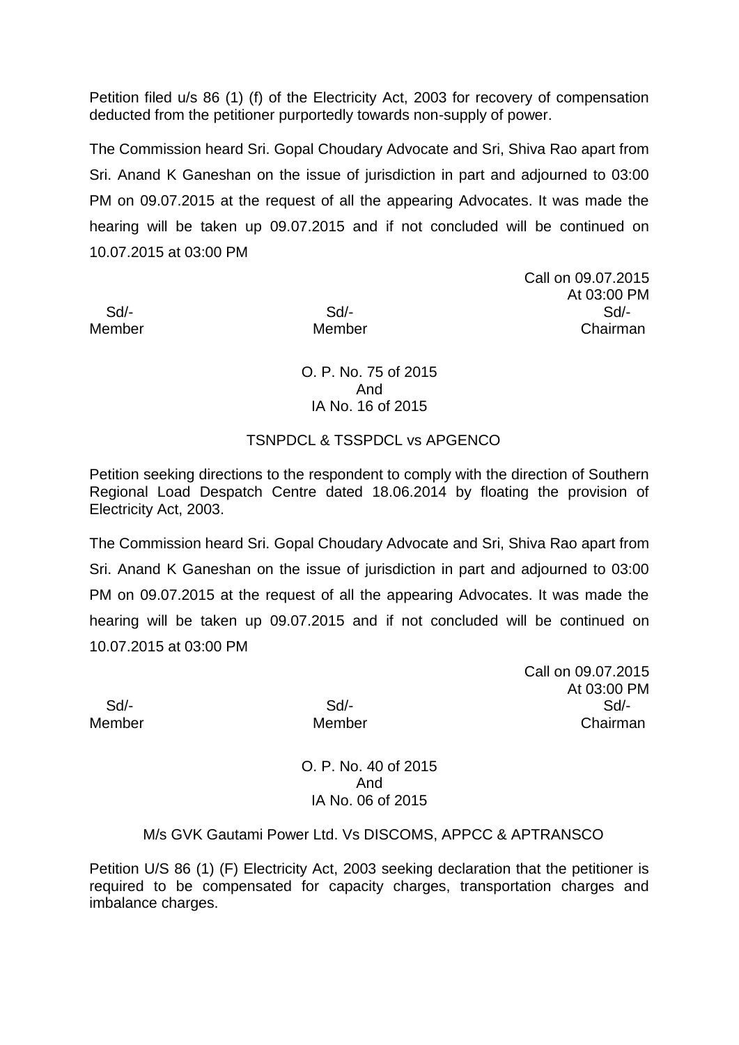Petition filed u/s 86 (1) (f) of the Electricity Act, 2003 for recovery of compensation deducted from the petitioner purportedly towards non-supply of power.

The Commission heard Sri. Gopal Choudary Advocate and Sri, Shiva Rao apart from Sri. Anand K Ganeshan on the issue of jurisdiction in part and adjourned to 03:00 PM on 09.07.2015 at the request of all the appearing Advocates. It was made the hearing will be taken up 09.07.2015 and if not concluded will be continued on 10.07.2015 at 03:00 PM

Call on 09.07.2015
At 03:00 PM

| Sd/- | Sd/- | Sd/- |
|---|---|---|
| Member | Member | Chairman |

O. P. No. 75 of 2015
And
IA No. 16 of 2015

TSNPDCL & TSSPDCL vs APGENCO

Petition seeking directions to the respondent to comply with the direction of Southern Regional Load Despatch Centre dated 18.06.2014 by floating the provision of Electricity Act, 2003.

The Commission heard Sri. Gopal Choudary Advocate and Sri, Shiva Rao apart from Sri. Anand K Ganeshan on the issue of jurisdiction in part and adjourned to 03:00 PM on 09.07.2015 at the request of all the appearing Advocates. It was made the hearing will be taken up 09.07.2015 and if not concluded will be continued on 10.07.2015 at 03:00 PM

Call on 09.07.2015
At 03:00 PM

| Sd/- | Sd/- | Sd/- |
|---|---|---|
| Member | Member | Chairman |

O. P. No. 40 of 2015
And
IA No. 06 of 2015

M/s GVK Gautami Power Ltd. Vs DISCOMS, APPCC & APTRANSCO

Petition U/S 86 (1) (F) Electricity Act, 2003 seeking declaration that the petitioner is required to be compensated for capacity charges, transportation charges and imbalance charges.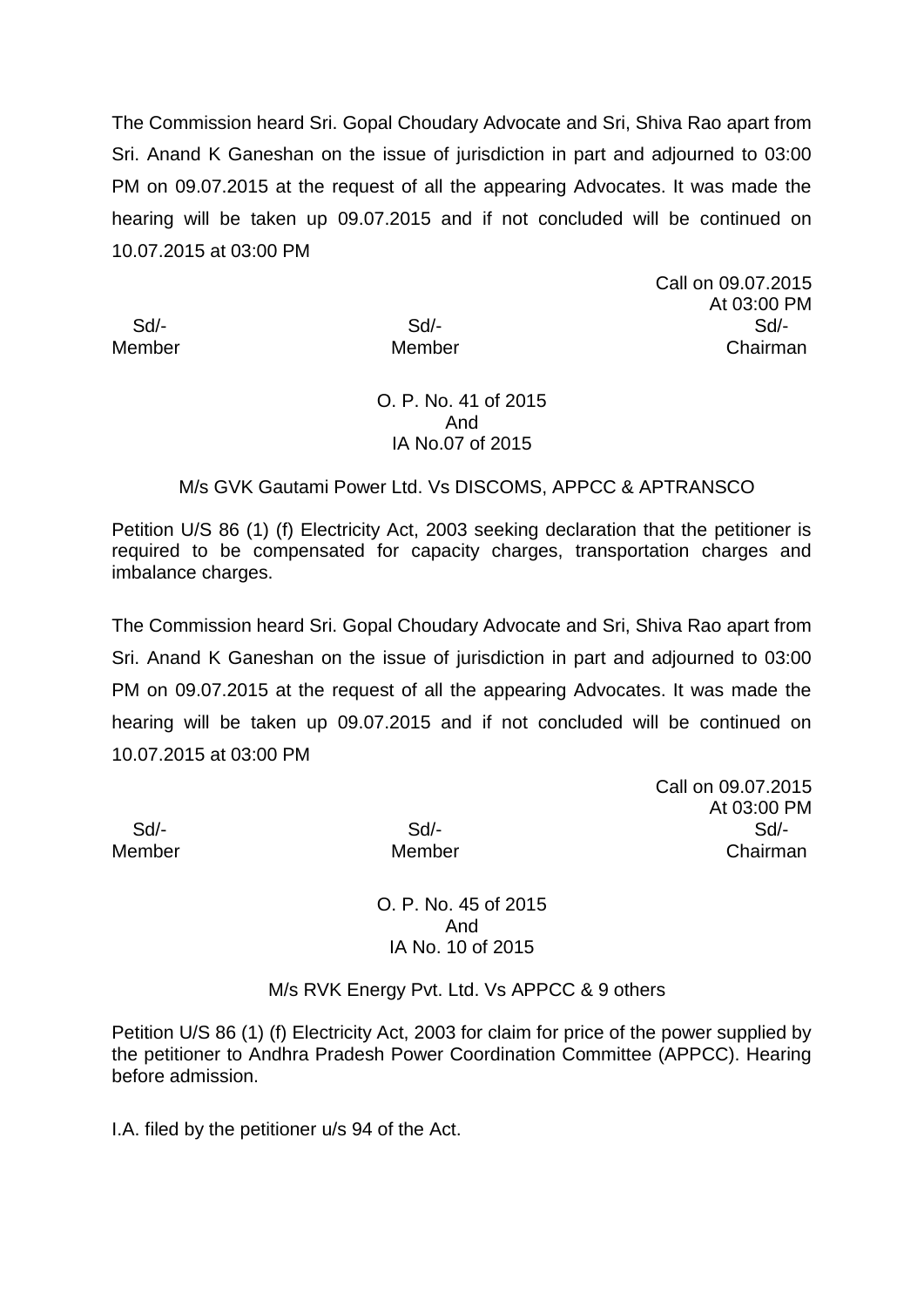The Commission heard Sri. Gopal Choudary Advocate and Sri, Shiva Rao apart from Sri. Anand K Ganeshan on the issue of jurisdiction in part and adjourned to 03:00 PM on 09.07.2015 at the request of all the appearing Advocates. It was made the hearing will be taken up 09.07.2015 and if not concluded will be continued on 10.07.2015 at 03:00 PM

Call on 09.07.2015
At 03:00 PM

| Sd/- | Sd/- | Sd/- |
|---|---|---|
| Member | Member | Chairman |

O. P. No. 41 of 2015
And
IA No.07 of 2015

M/s GVK Gautami Power Ltd. Vs DISCOMS, APPCC & APTRANSCO

Petition U/S 86 (1) (f) Electricity Act, 2003 seeking declaration that the petitioner is required to be compensated for capacity charges, transportation charges and imbalance charges.

The Commission heard Sri. Gopal Choudary Advocate and Sri, Shiva Rao apart from Sri. Anand K Ganeshan on the issue of jurisdiction in part and adjourned to 03:00 PM on 09.07.2015 at the request of all the appearing Advocates. It was made the hearing will be taken up 09.07.2015 and if not concluded will be continued on 10.07.2015 at 03:00 PM

Call on 09.07.2015
At 03:00 PM

| Sd/- | Sd/- | Sd/- |
|---|---|---|
| Member | Member | Chairman |

O. P. No. 45 of 2015
And
IA No. 10 of 2015

M/s RVK Energy Pvt. Ltd. Vs APPCC & 9 others

Petition U/S 86 (1) (f) Electricity Act, 2003 for claim for price of the power supplied by the petitioner to Andhra Pradesh Power Coordination Committee (APPCC). Hearing before admission.

I.A. filed by the petitioner u/s 94 of the Act.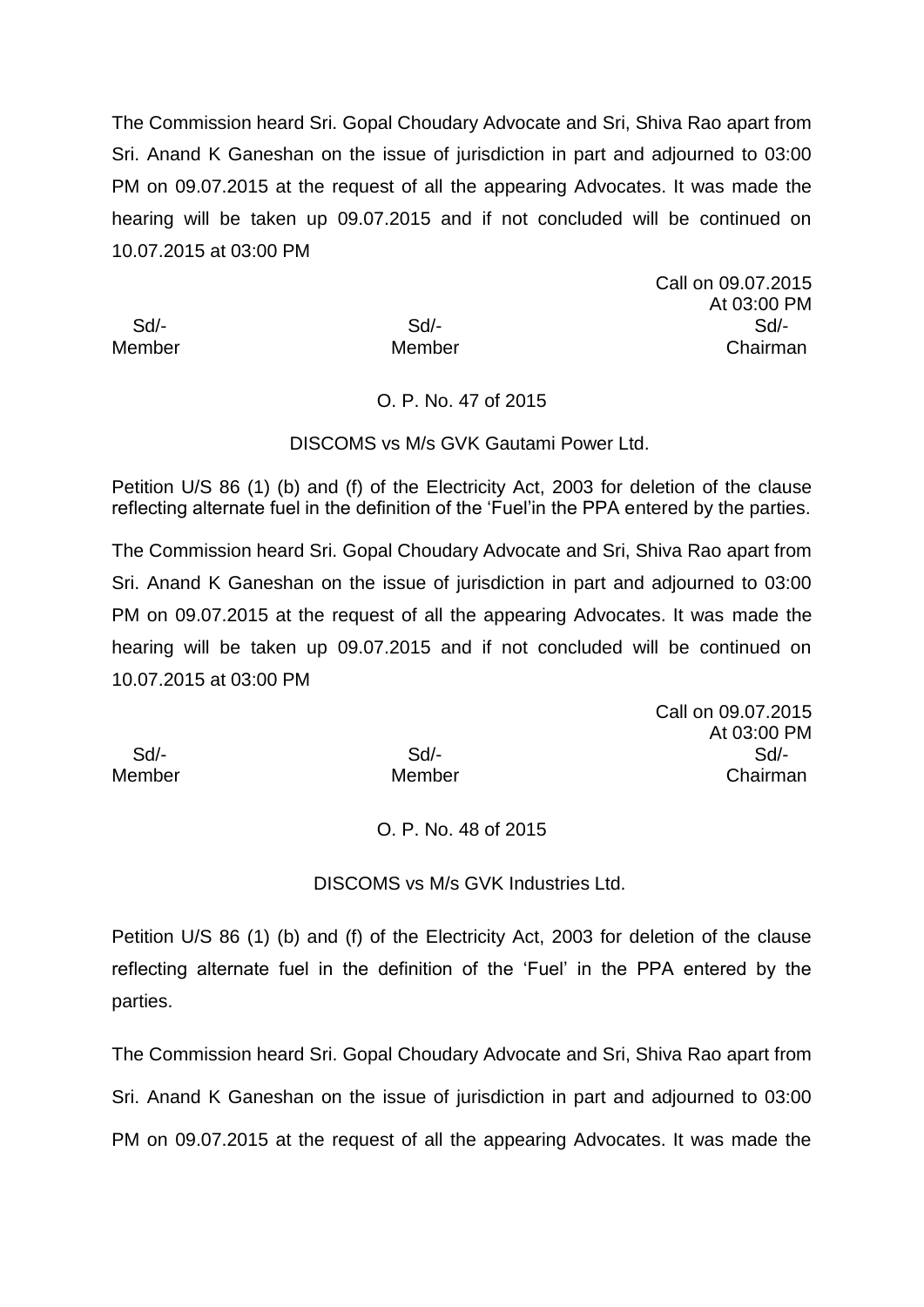The Commission heard Sri. Gopal Choudary Advocate and Sri, Shiva Rao apart from Sri. Anand K Ganeshan on the issue of jurisdiction in part and adjourned to 03:00 PM on 09.07.2015 at the request of all the appearing Advocates. It was made the hearing will be taken up 09.07.2015 and if not concluded will be continued on 10.07.2015 at 03:00 PM

Call on 09.07.2015
At 03:00 PM

| Sd/- | Sd/- | Sd/- |
|---|---|---|
| Member | Member | Chairman |

O. P. No. 47 of 2015

DISCOMS vs M/s GVK Gautami Power Ltd.

Petition U/S 86 (1) (b) and (f) of the Electricity Act, 2003 for deletion of the clause reflecting alternate fuel in the definition of the 'Fuel'in the PPA entered by the parties.

The Commission heard Sri. Gopal Choudary Advocate and Sri, Shiva Rao apart from Sri. Anand K Ganeshan on the issue of jurisdiction in part and adjourned to 03:00 PM on 09.07.2015 at the request of all the appearing Advocates. It was made the hearing will be taken up 09.07.2015 and if not concluded will be continued on 10.07.2015 at 03:00 PM

Call on 09.07.2015
At 03:00 PM

| Sd/- | Sd/- | Sd/- |
|---|---|---|
| Member | Member | Chairman |

O. P. No. 48 of 2015

DISCOMS vs M/s GVK Industries Ltd.

Petition U/S 86 (1) (b) and (f) of the Electricity Act, 2003 for deletion of the clause reflecting alternate fuel in the definition of the 'Fuel' in the PPA entered by the parties.

The Commission heard Sri. Gopal Choudary Advocate and Sri, Shiva Rao apart from Sri. Anand K Ganeshan on the issue of jurisdiction in part and adjourned to 03:00 PM on 09.07.2015 at the request of all the appearing Advocates. It was made the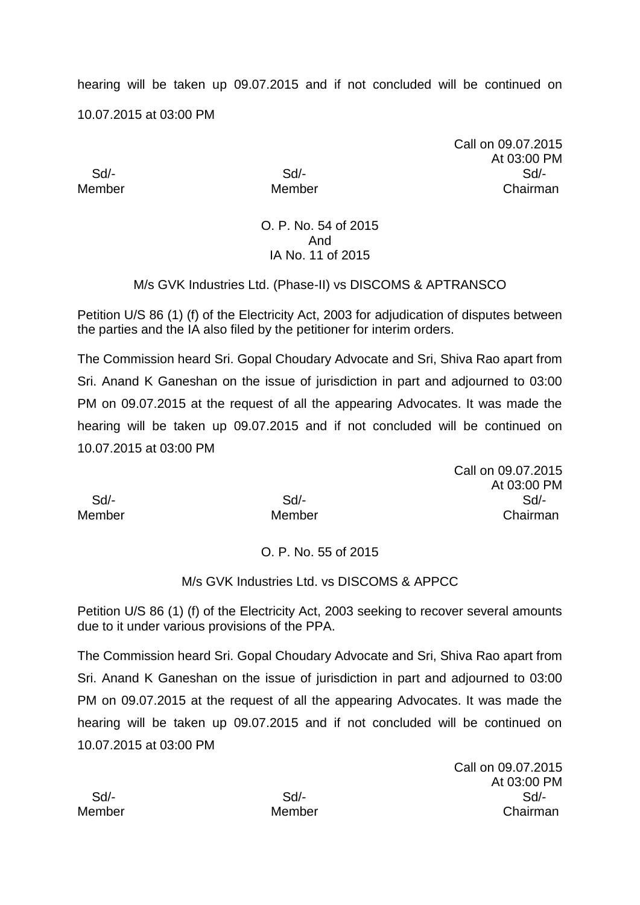hearing will be taken up 09.07.2015 and if not concluded will be continued on 10.07.2015 at 03:00 PM

Call on 09.07.2015
At 03:00 PM

| Sd/- | Sd/- | Sd/- |
|---|---|---|
| Member | Member | Chairman |

O. P. No. 54 of 2015
And
IA No. 11 of 2015

M/s GVK Industries Ltd. (Phase-II) vs DISCOMS & APTRANSCO

Petition U/S 86 (1) (f) of the Electricity Act, 2003 for adjudication of disputes between the parties and the IA also filed by the petitioner for interim orders.

The Commission heard Sri. Gopal Choudary Advocate and Sri, Shiva Rao apart from Sri. Anand K Ganeshan on the issue of jurisdiction in part and adjourned to 03:00 PM on 09.07.2015 at the request of all the appearing Advocates. It was made the hearing will be taken up 09.07.2015 and if not concluded will be continued on 10.07.2015 at 03:00 PM

Call on 09.07.2015
At 03:00 PM

| Sd/- | Sd/- | Sd/- |
|---|---|---|
| Member | Member | Chairman |

O. P. No. 55 of 2015

M/s GVK Industries Ltd. vs DISCOMS & APPCC

Petition U/S 86 (1) (f) of the Electricity Act, 2003 seeking to recover several amounts due to it under various provisions of the PPA.

The Commission heard Sri. Gopal Choudary Advocate and Sri, Shiva Rao apart from Sri. Anand K Ganeshan on the issue of jurisdiction in part and adjourned to 03:00 PM on 09.07.2015 at the request of all the appearing Advocates. It was made the hearing will be taken up 09.07.2015 and if not concluded will be continued on 10.07.2015 at 03:00 PM

Call on 09.07.2015
At 03:00 PM

| Sd/- | Sd/- | Sd/- |
|---|---|---|
| Member | Member | Chairman |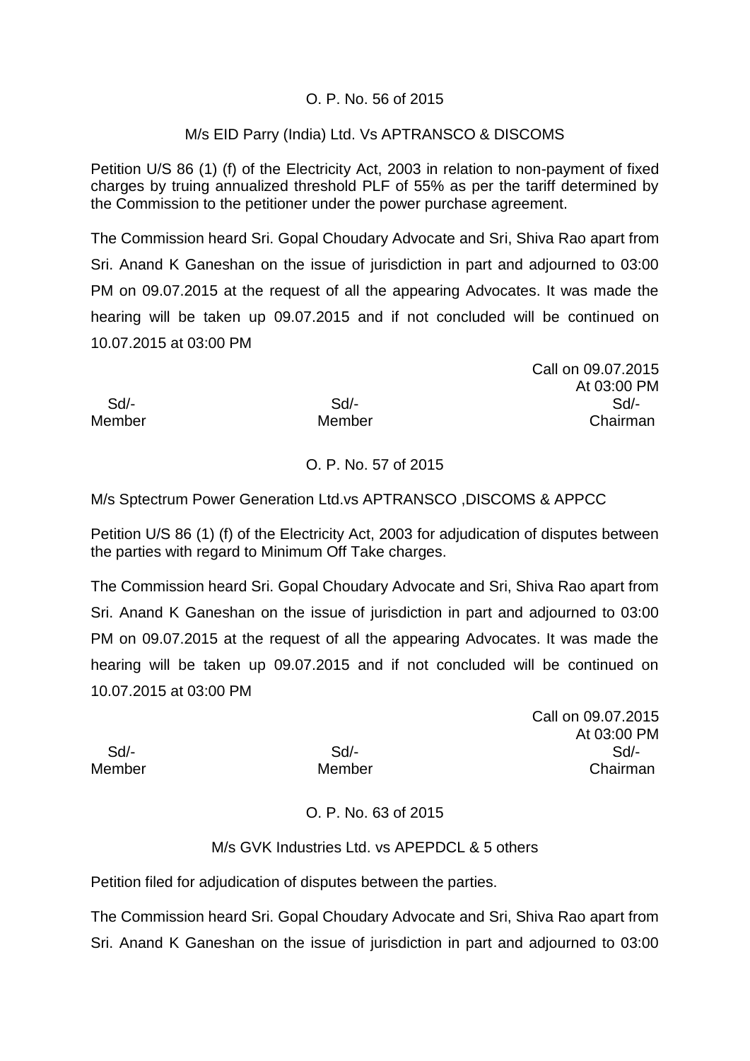O. P. No. 56 of 2015

M/s EID Parry (India) Ltd. Vs APTRANSCO & DISCOMS

Petition U/S 86 (1) (f) of the Electricity Act, 2003 in relation to non-payment of fixed charges by truing annualized threshold PLF of 55% as per the tariff determined by the Commission to the petitioner under the power purchase agreement.

The Commission heard Sri. Gopal Choudary Advocate and Sri, Shiva Rao apart from Sri. Anand K Ganeshan on the issue of jurisdiction in part and adjourned to 03:00 PM on 09.07.2015 at the request of all the appearing Advocates. It was made the hearing will be taken up 09.07.2015 and if not concluded will be continued on 10.07.2015 at 03:00 PM

Call on 09.07.2015
At 03:00 PM

| Sd/- | Sd/- | Sd/- |
|---|---|---|
| Member | Member | Chairman |

O. P. No. 57 of 2015

M/s Sptectrum Power Generation Ltd.vs APTRANSCO ,DISCOMS & APPCC

Petition U/S 86 (1) (f) of the Electricity Act, 2003 for adjudication of disputes between the parties with regard to Minimum Off Take charges.

The Commission heard Sri. Gopal Choudary Advocate and Sri, Shiva Rao apart from Sri. Anand K Ganeshan on the issue of jurisdiction in part and adjourned to 03:00 PM on 09.07.2015 at the request of all the appearing Advocates. It was made the hearing will be taken up 09.07.2015 and if not concluded will be continued on 10.07.2015 at 03:00 PM

Call on 09.07.2015
At 03:00 PM

| Sd/- | Sd/- | Sd/- |
|---|---|---|
| Member | Member | Chairman |

O. P. No. 63 of 2015

M/s GVK Industries Ltd. vs APEPDCL & 5 others

Petition filed for adjudication of disputes between the parties.

The Commission heard Sri. Gopal Choudary Advocate and Sri, Shiva Rao apart from Sri. Anand K Ganeshan on the issue of jurisdiction in part and adjourned to 03:00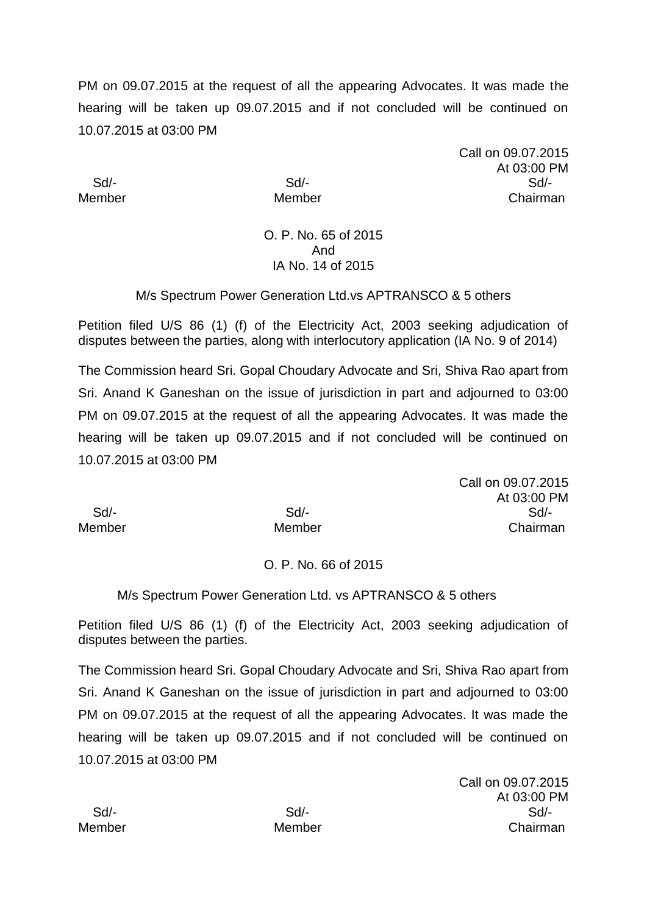PM on 09.07.2015 at the request of all the appearing Advocates. It was made the hearing will be taken up 09.07.2015 and if not concluded will be continued on 10.07.2015 at 03:00 PM

Call on 09.07.2015
At 03:00 PM

| Sd/- | Sd/- | Sd/- |
|---|---|---|
| Member | Member | Chairman |

O. P. No. 65 of 2015
And
IA No. 14 of 2015

M/s Spectrum Power Generation Ltd.vs APTRANSCO & 5 others

Petition filed U/S 86 (1) (f) of the Electricity Act, 2003 seeking adjudication of disputes between the parties, along with interlocutory application (IA No. 9 of 2014)

The Commission heard Sri. Gopal Choudary Advocate and Sri, Shiva Rao apart from Sri. Anand K Ganeshan on the issue of jurisdiction in part and adjourned to 03:00 PM on 09.07.2015 at the request of all the appearing Advocates. It was made the hearing will be taken up 09.07.2015 and if not concluded will be continued on 10.07.2015 at 03:00 PM

Call on 09.07.2015
At 03:00 PM

| Sd/- | Sd/- | Sd/- |
|---|---|---|
| Member | Member | Chairman |

O. P. No. 66 of 2015

M/s Spectrum Power Generation Ltd. vs APTRANSCO & 5 others

Petition filed U/S 86 (1) (f) of the Electricity Act, 2003 seeking adjudication of disputes between the parties.

The Commission heard Sri. Gopal Choudary Advocate and Sri, Shiva Rao apart from Sri. Anand K Ganeshan on the issue of jurisdiction in part and adjourned to 03:00 PM on 09.07.2015 at the request of all the appearing Advocates. It was made the hearing will be taken up 09.07.2015 and if not concluded will be continued on 10.07.2015 at 03:00 PM

Call on 09.07.2015
At 03:00 PM

| Sd/- | Sd/- | Sd/- |
|---|---|---|
| Member | Member | Chairman |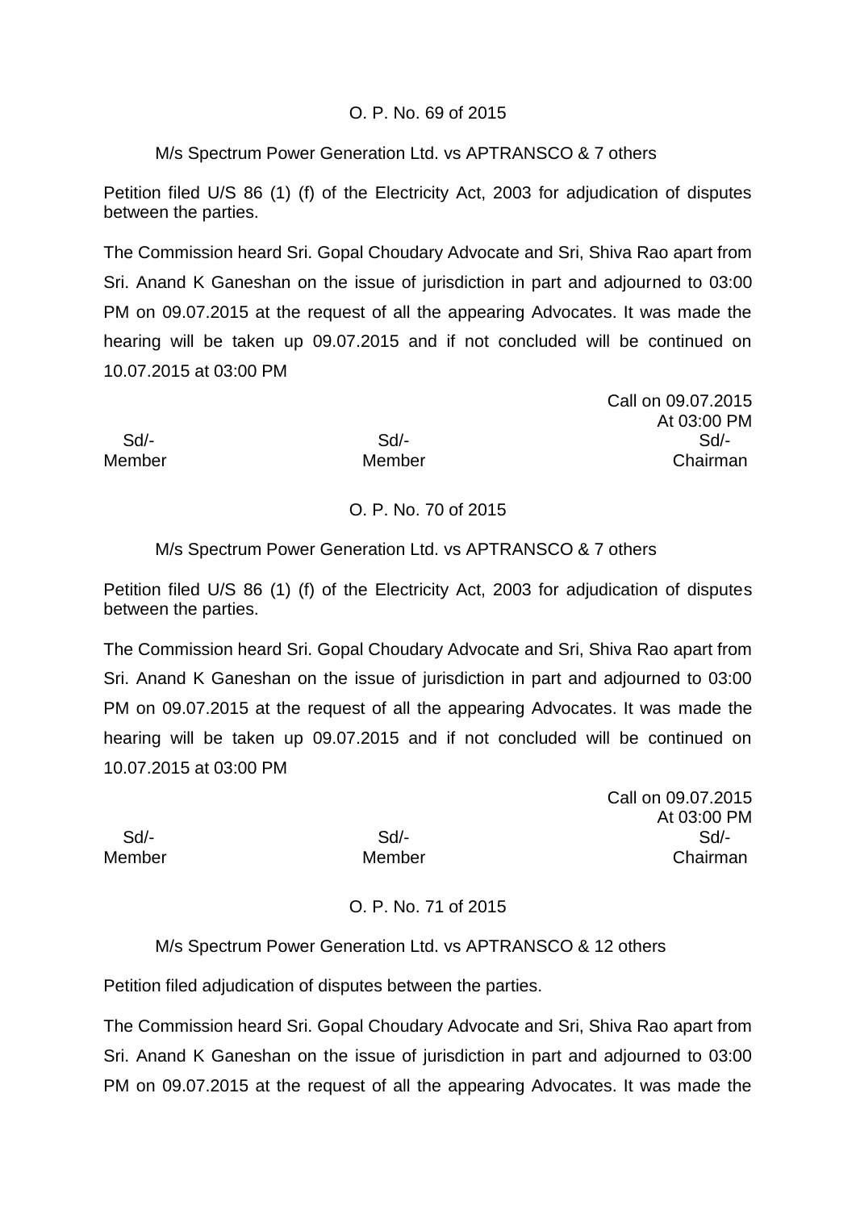O. P. No. 69 of 2015

M/s Spectrum Power Generation Ltd. vs APTRANSCO & 7 others

Petition filed U/S 86 (1) (f) of the Electricity Act, 2003 for adjudication of disputes between the parties.

The Commission heard Sri. Gopal Choudary Advocate and Sri, Shiva Rao apart from Sri. Anand K Ganeshan on the issue of jurisdiction in part and adjourned to 03:00 PM on 09.07.2015 at the request of all the appearing Advocates. It was made the hearing will be taken up 09.07.2015 and if not concluded will be continued on 10.07.2015 at 03:00 PM

Call on 09.07.2015
At 03:00 PM

| Sd/- | Sd/- | Sd/- |
|---|---|---|
| Member | Member | Chairman |

O. P. No. 70 of 2015

M/s Spectrum Power Generation Ltd. vs APTRANSCO & 7 others

Petition filed U/S 86 (1) (f) of the Electricity Act, 2003 for adjudication of disputes between the parties.

The Commission heard Sri. Gopal Choudary Advocate and Sri, Shiva Rao apart from Sri. Anand K Ganeshan on the issue of jurisdiction in part and adjourned to 03:00 PM on 09.07.2015 at the request of all the appearing Advocates. It was made the hearing will be taken up 09.07.2015 and if not concluded will be continued on 10.07.2015 at 03:00 PM

Call on 09.07.2015
At 03:00 PM

| Sd/- | Sd/- | Sd/- |
|---|---|---|
| Member | Member | Chairman |

O. P. No. 71 of 2015

M/s Spectrum Power Generation Ltd. vs APTRANSCO & 12 others

Petition filed adjudication of disputes between the parties.

The Commission heard Sri. Gopal Choudary Advocate and Sri, Shiva Rao apart from Sri. Anand K Ganeshan on the issue of jurisdiction in part and adjourned to 03:00 PM on 09.07.2015 at the request of all the appearing Advocates. It was made the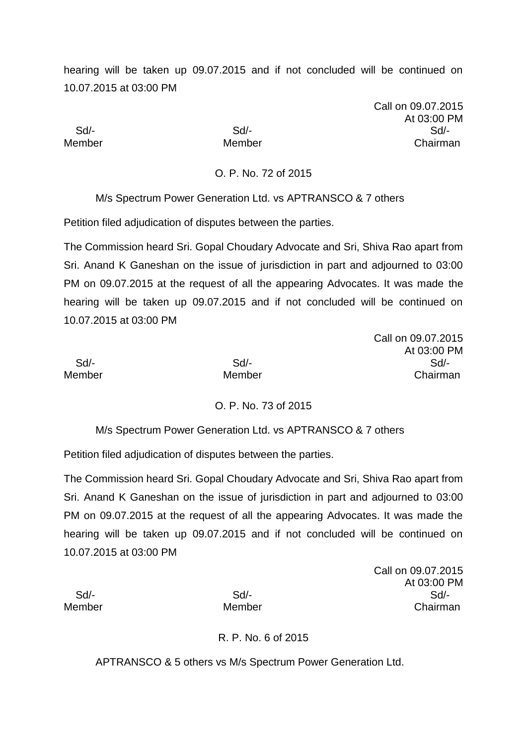hearing will be taken up 09.07.2015 and if not concluded will be continued on 10.07.2015 at 03:00 PM

Call on 09.07.2015
At 03:00 PM

| Sd/- | Sd/- | Sd/- |
|---|---|---|
| Member | Member | Chairman |

O. P. No. 72 of 2015

M/s Spectrum Power Generation Ltd. vs APTRANSCO & 7 others

Petition filed adjudication of disputes between the parties.

The Commission heard Sri. Gopal Choudary Advocate and Sri, Shiva Rao apart from Sri. Anand K Ganeshan on the issue of jurisdiction in part and adjourned to 03:00 PM on 09.07.2015 at the request of all the appearing Advocates. It was made the hearing will be taken up 09.07.2015 and if not concluded will be continued on 10.07.2015 at 03:00 PM

Call on 09.07.2015
At 03:00 PM

| Sd/- | Sd/- | Sd/- |
|---|---|---|
| Member | Member | Chairman |

O. P. No. 73 of 2015

M/s Spectrum Power Generation Ltd. vs APTRANSCO & 7 others

Petition filed adjudication of disputes between the parties.

The Commission heard Sri. Gopal Choudary Advocate and Sri, Shiva Rao apart from Sri. Anand K Ganeshan on the issue of jurisdiction in part and adjourned to 03:00 PM on 09.07.2015 at the request of all the appearing Advocates. It was made the hearing will be taken up 09.07.2015 and if not concluded will be continued on 10.07.2015 at 03:00 PM

Call on 09.07.2015
At 03:00 PM

| Sd/- | Sd/- | Sd/- |
|---|---|---|
| Member | Member | Chairman |

R. P. No. 6 of 2015

APTRANSCO & 5 others vs M/s Spectrum Power Generation Ltd.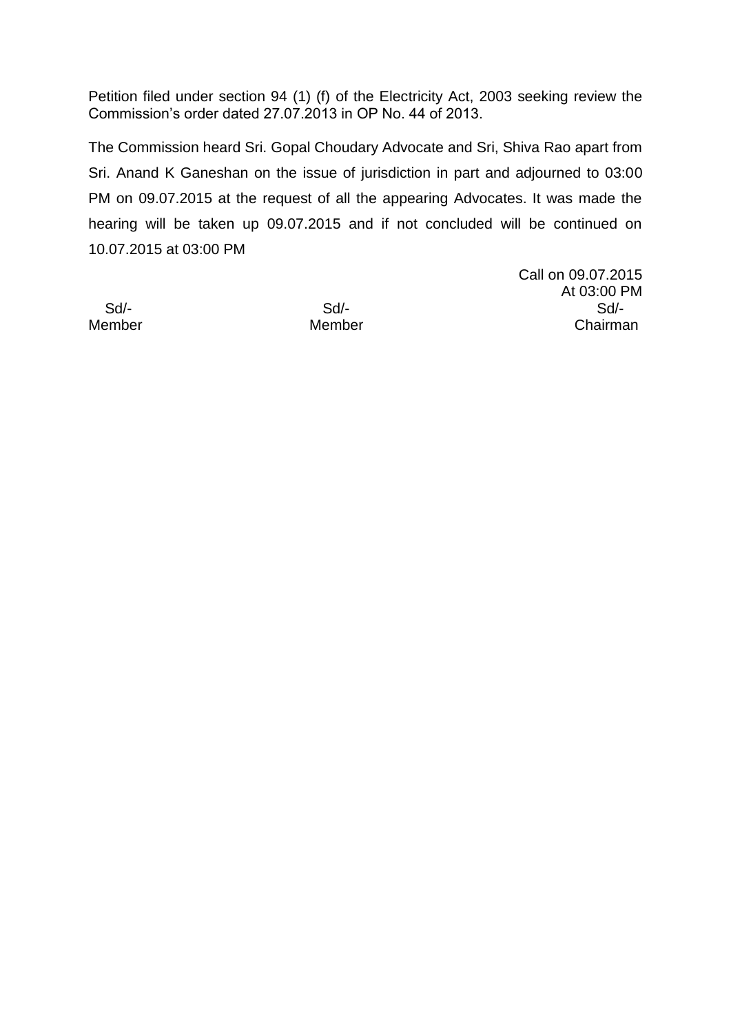Petition filed under section 94 (1) (f) of the Electricity Act, 2003 seeking review the Commission's order dated 27.07.2013 in OP No. 44 of 2013.

The Commission heard Sri. Gopal Choudary Advocate and Sri, Shiva Rao apart from Sri. Anand K Ganeshan on the issue of jurisdiction in part and adjourned to 03:00 PM on 09.07.2015 at the request of all the appearing Advocates. It was made the hearing will be taken up 09.07.2015 and if not concluded will be continued on 10.07.2015 at 03:00 PM

Call on 09.07.2015
At 03:00 PM

| | | |
|---|---|---|
| Sd/- | Sd/- | Sd/- |
| Member | Member | Chairman |